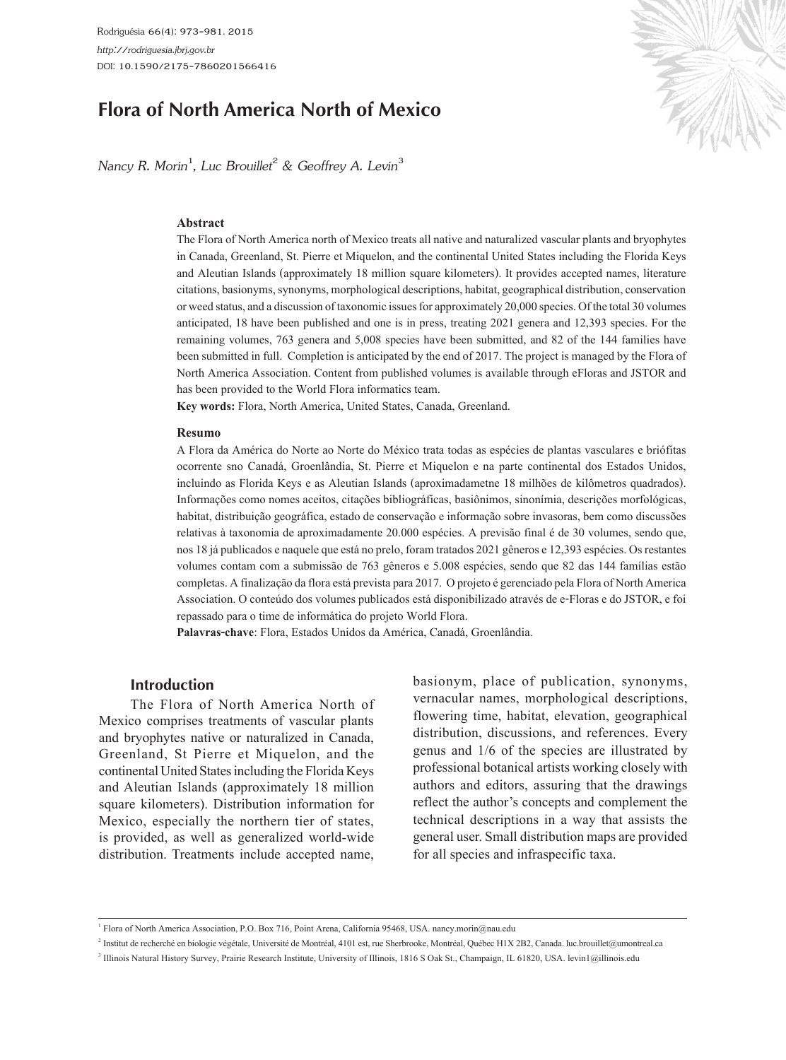# Flora of North America North of Mexico

*Nancy R. Morin*[1], *Luc Brouillet*[2] & *Geoffrey A. Levin*[3]

**Abstract**

The Flora of North America north of Mexico treats all native and naturalized vascular plants and bryophytes in Canada, Greenland, St. Pierre et Miquelon, and the continental United States including the Florida Keys and Aleutian Islands (approximately 18 million square kilometers). It provides accepted names, literature citations, basionyms, synonyms, morphological descriptions, habitat, geographical distribution, conservation or weed status, and a discussion of taxonomic issues for approximately 20,000 species. Of the total 30 volumes anticipated, 18 have been published and one is in press, treating 2021 genera and 12,393 species. For the remaining volumes, 763 genera and 5,008 species have been submitted, and 82 of the 144 families have been submitted in full. Completion is anticipated by the end of 2017. The project is managed by the Flora of North America Association. Content from published volumes is available through eFloras and JSTOR and has been provided to the World Flora informatics team.

**Key words:** Flora, North America, United States, Canada, Greenland.

**Resumo**

A Flora da América do Norte ao Norte do México trata todas as espécies de plantas vasculares e briófitas ocorrente sno Canadá, Groenlândia, St. Pierre et Miquelon e na parte continental dos Estados Unidos, incluindo as Florida Keys e as Aleutian Islands (aproximadametne 18 milhões de kilômetros quadrados). Informações como nomes aceitos, citações bibliográficas, basiônimos, sinonímia, descrições morfológicas, habitat, distribuição geográfica, estado de conservação e informação sobre invasoras, bem como discussões relativas à taxonomia de aproximadamente 20.000 espécies. A previsão final é de 30 volumes, sendo que, nos 18 já publicados e naquele que está no prelo, foram tratados 2021 gêneros e 12,393 espécies. Os restantes volumes contam com a submissão de 763 gêneros e 5.008 espécies, sendo que 82 das 144 famílias estão completas. A finalização da flora está prevista para 2017. O projeto é gerenciado pela Flora of North America Association. O conteúdo dos volumes publicados está disponibilizado através de e-Floras e do JSTOR, e foi repassado para o time de informática do projeto World Flora.

**Palavras-chave**: Flora, Estados Unidos da América, Canadá, Groenlândia.

## Introduction

The Flora of North America North of Mexico comprises treatments of vascular plants and bryophytes native or naturalized in Canada, Greenland, St Pierre et Miquelon, and the continental United States including the Florida Keys and Aleutian Islands (approximately 18 million square kilometers). Distribution information for Mexico, especially the northern tier of states, is provided, as well as generalized world-wide distribution. Treatments include accepted name, basionym, place of publication, synonyms, vernacular names, morphological descriptions, flowering time, habitat, elevation, geographical distribution, discussions, and references. Every genus and 1/6 of the species are illustrated by professional botanical artists working closely with authors and editors, assuring that the drawings reflect the author's concepts and complement the technical descriptions in a way that assists the general user. Small distribution maps are provided for all species and infraspecific taxa.

---

[1] Flora of North America Association, P.O. Box 716, Point Arena, California 95468, USA. nancy.morin@nau.edu

[2] Institut de recherché en biologie végétale, Université de Montréal, 4101 est, rue Sherbrooke, Montréal, Québec H1X 2B2, Canada. luc.brouillet@umontreal.ca

[3] Illinois Natural History Survey, Prairie Research Institute, University of Illinois, 1816 S Oak St., Champaign, IL 61820, USA. levin1@illinois.edu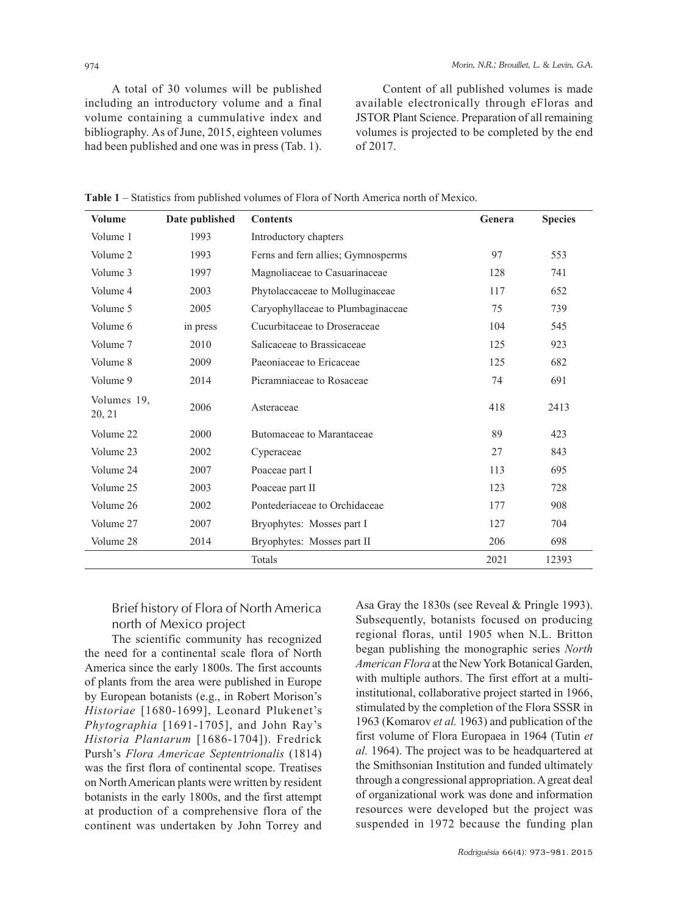A total of 30 volumes will be published including an introductory volume and a final volume containing a cummulative index and bibliography. As of June, 2015, eighteen volumes had been published and one was in press (Tab. 1).

Content of all published volumes is made available electronically through eFloras and JSTOR Plant Science. Preparation of all remaining volumes is projected to be completed by the end of 2017.

**Table 1** – Statistics from published volumes of Flora of North America north of Mexico.

| Volume | Date published | Contents | Genera | Species |
|---|---|---|---|---|
| Volume 1 | 1993 | Introductory chapters | | |
| Volume 2 | 1993 | Ferns and fern allies; Gymnosperms | 97 | 553 |
| Volume 3 | 1997 | Magnoliaceae to Casuarinaceae | 128 | 741 |
| Volume 4 | 2003 | Phytolaccaceae to Molluginaceae | 117 | 652 |
| Volume 5 | 2005 | Caryophyllaceae to Plumbaginaceae | 75 | 739 |
| Volume 6 | in press | Cucurbitaceae to Droseraceae | 104 | 545 |
| Volume 7 | 2010 | Salicaceae to Brassicaceae | 125 | 923 |
| Volume 8 | 2009 | Paeoniaceae to Ericaceae | 125 | 682 |
| Volume 9 | 2014 | Picramniaceae to Rosaceae | 74 | 691 |
| Volumes 19, 20, 21 | 2006 | Asteraceae | 418 | 2413 |
| Volume 22 | 2000 | Butomaceae to Marantaceae | 89 | 423 |
| Volume 23 | 2002 | Cyperaceae | 27 | 843 |
| Volume 24 | 2007 | Poaceae part I | 113 | 695 |
| Volume 25 | 2003 | Poaceae part II | 123 | 728 |
| Volume 26 | 2002 | Pontederiaceae to Orchidaceae | 177 | 908 |
| Volume 27 | 2007 | Bryophytes: Mosses part I | 127 | 704 |
| Volume 28 | 2014 | Bryophytes: Mosses part II | 206 | 698 |
| | | Totals | 2021 | 12393 |

## Brief history of Flora of North America north of Mexico project

The scientific community has recognized the need for a continental scale flora of North America since the early 1800s. The first accounts of plants from the area were published in Europe by European botanists (e.g., in Robert Morison's *Historiae* [1680-1699], Leonard Plukenet's *Phytographia* [1691-1705], and John Ray's *Historia Plantarum* [1686-1704]). Fredrick Pursh's *Flora Americae Septentrionalis* (1814) was the first flora of continental scope. Treatises on North American plants were written by resident botanists in the early 1800s, and the first attempt at production of a comprehensive flora of the continent was undertaken by John Torrey and Asa Gray the 1830s (see Reveal & Pringle 1993). Subsequently, botanists focused on producing regional floras, until 1905 when N.L. Britton began publishing the monographic series *North American Flora* at the New York Botanical Garden, with multiple authors. The first effort at a multi-institutional, collaborative project started in 1966, stimulated by the completion of the Flora SSSR in 1963 (Komarov *et al.* 1963) and publication of the first volume of Flora Europaea in 1964 (Tutin *et al.* 1964). The project was to be headquartered at the Smithsonian Institution and funded ultimately through a congressional appropriation. A great deal of organizational work was done and information resources were developed but the project was suspended in 1972 because the funding plan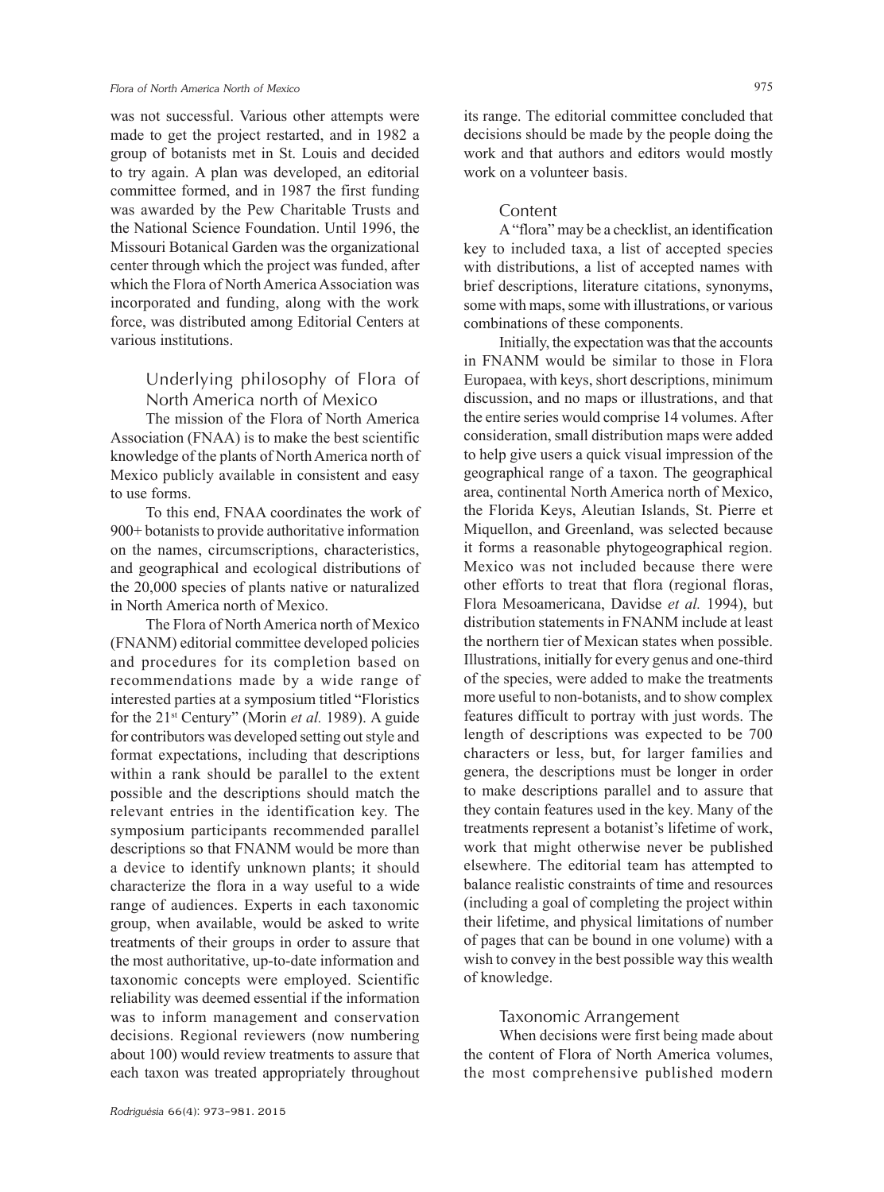was not successful. Various other attempts were made to get the project restarted, and in 1982 a group of botanists met in St. Louis and decided to try again. A plan was developed, an editorial committee formed, and in 1987 the first funding was awarded by the Pew Charitable Trusts and the National Science Foundation. Until 1996, the Missouri Botanical Garden was the organizational center through which the project was funded, after which the Flora of North America Association was incorporated and funding, along with the work force, was distributed among Editorial Centers at various institutions.

## Underlying philosophy of Flora of North America north of Mexico

The mission of the Flora of North America Association (FNAA) is to make the best scientific knowledge of the plants of North America north of Mexico publicly available in consistent and easy to use forms.

To this end, FNAA coordinates the work of 900+ botanists to provide authoritative information on the names, circumscriptions, characteristics, and geographical and ecological distributions of the 20,000 species of plants native or naturalized in North America north of Mexico.

The Flora of North America north of Mexico (FNANM) editorial committee developed policies and procedures for its completion based on recommendations made by a wide range of interested parties at a symposium titled "Floristics for the 21st Century" (Morin *et al.* 1989). A guide for contributors was developed setting out style and format expectations, including that descriptions within a rank should be parallel to the extent possible and the descriptions should match the relevant entries in the identification key. The symposium participants recommended parallel descriptions so that FNANM would be more than a device to identify unknown plants; it should characterize the flora in a way useful to a wide range of audiences. Experts in each taxonomic group, when available, would be asked to write treatments of their groups in order to assure that the most authoritative, up-to-date information and taxonomic concepts were employed. Scientific reliability was deemed essential if the information was to inform management and conservation decisions. Regional reviewers (now numbering about 100) would review treatments to assure that each taxon was treated appropriately throughout its range. The editorial committee concluded that decisions should be made by the people doing the work and that authors and editors would mostly work on a volunteer basis.

## Content

A "flora" may be a checklist, an identification key to included taxa, a list of accepted species with distributions, a list of accepted names with brief descriptions, literature citations, synonyms, some with maps, some with illustrations, or various combinations of these components.

Initially, the expectation was that the accounts in FNANM would be similar to those in Flora Europaea, with keys, short descriptions, minimum discussion, and no maps or illustrations, and that the entire series would comprise 14 volumes. After consideration, small distribution maps were added to help give users a quick visual impression of the geographical range of a taxon. The geographical area, continental North America north of Mexico, the Florida Keys, Aleutian Islands, St. Pierre et Miquellon, and Greenland, was selected because it forms a reasonable phytogeographical region. Mexico was not included because there were other efforts to treat that flora (regional floras, Flora Mesoamericana, Davidse *et al.* 1994), but distribution statements in FNANM include at least the northern tier of Mexican states when possible. Illustrations, initially for every genus and one-third of the species, were added to make the treatments more useful to non-botanists, and to show complex features difficult to portray with just words. The length of descriptions was expected to be 700 characters or less, but, for larger families and genera, the descriptions must be longer in order to make descriptions parallel and to assure that they contain features used in the key. Many of the treatments represent a botanist's lifetime of work, work that might otherwise never be published elsewhere. The editorial team has attempted to balance realistic constraints of time and resources (including a goal of completing the project within their lifetime, and physical limitations of number of pages that can be bound in one volume) with a wish to convey in the best possible way this wealth of knowledge.

## Taxonomic Arrangement

When decisions were first being made about the content of Flora of North America volumes, the most comprehensive published modern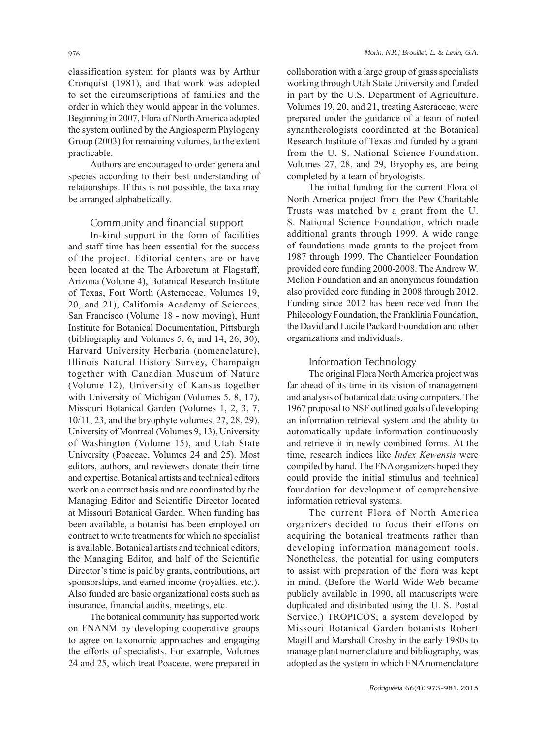classification system for plants was by Arthur Cronquist (1981), and that work was adopted to set the circumscriptions of families and the order in which they would appear in the volumes. Beginning in 2007, Flora of North America adopted the system outlined by the Angiosperm Phylogeny Group (2003) for remaining volumes, to the extent practicable.

Authors are encouraged to order genera and species according to their best understanding of relationships. If this is not possible, the taxa may be arranged alphabetically.

## Community and financial support

In-kind support in the form of facilities and staff time has been essential for the success of the project. Editorial centers are or have been located at the The Arboretum at Flagstaff, Arizona (Volume 4), Botanical Research Institute of Texas, Fort Worth (Asteraceae, Volumes 19, 20, and 21), California Academy of Sciences, San Francisco (Volume 18 - now moving), Hunt Institute for Botanical Documentation, Pittsburgh (bibliography and Volumes 5, 6, and 14, 26, 30), Harvard University Herbaria (nomenclature), Illinois Natural History Survey, Champaign together with Canadian Museum of Nature (Volume 12), University of Kansas together with University of Michigan (Volumes 5, 8, 17), Missouri Botanical Garden (Volumes 1, 2, 3, 7, 10/11, 23, and the bryophyte volumes, 27, 28, 29), University of Montreal (Volumes 9, 13), University of Washington (Volume 15), and Utah State University (Poaceae, Volumes 24 and 25). Most editors, authors, and reviewers donate their time and expertise. Botanical artists and technical editors work on a contract basis and are coordinated by the Managing Editor and Scientific Director located at Missouri Botanical Garden. When funding has been available, a botanist has been employed on contract to write treatments for which no specialist is available. Botanical artists and technical editors, the Managing Editor, and half of the Scientific Director's time is paid by grants, contributions, art sponsorships, and earned income (royalties, etc.). Also funded are basic organizational costs such as insurance, financial audits, meetings, etc.

The botanical community has supported work on FNANM by developing cooperative groups to agree on taxonomic approaches and engaging the efforts of specialists. For example, Volumes 24 and 25, which treat Poaceae, were prepared in collaboration with a large group of grass specialists working through Utah State University and funded in part by the U.S. Department of Agriculture. Volumes 19, 20, and 21, treating Asteraceae, were prepared under the guidance of a team of noted synantherologists coordinated at the Botanical Research Institute of Texas and funded by a grant from the U. S. National Science Foundation. Volumes 27, 28, and 29, Bryophytes, are being completed by a team of bryologists.

The initial funding for the current Flora of North America project from the Pew Charitable Trusts was matched by a grant from the U. S. National Science Foundation, which made additional grants through 1999. A wide range of foundations made grants to the project from 1987 through 1999. The Chanticleer Foundation provided core funding 2000-2008. The Andrew W. Mellon Foundation and an anonymous foundation also provided core funding in 2008 through 2012. Funding since 2012 has been received from the Philecology Foundation, the Franklinia Foundation, the David and Lucile Packard Foundation and other organizations and individuals.

## Information Technology

The original Flora North America project was far ahead of its time in its vision of management and analysis of botanical data using computers. The 1967 proposal to NSF outlined goals of developing an information retrieval system and the ability to automatically update information continuously and retrieve it in newly combined forms. At the time, research indices like *Index Kewensis* were compiled by hand. The FNA organizers hoped they could provide the initial stimulus and technical foundation for development of comprehensive information retrieval systems.

The current Flora of North America organizers decided to focus their efforts on acquiring the botanical treatments rather than developing information management tools. Nonetheless, the potential for using computers to assist with preparation of the flora was kept in mind. (Before the World Wide Web became publicly available in 1990, all manuscripts were duplicated and distributed using the U. S. Postal Service.) TROPICOS, a system developed by Missouri Botanical Garden botanists Robert Magill and Marshall Crosby in the early 1980s to manage plant nomenclature and bibliography, was adopted as the system in which FNA nomenclature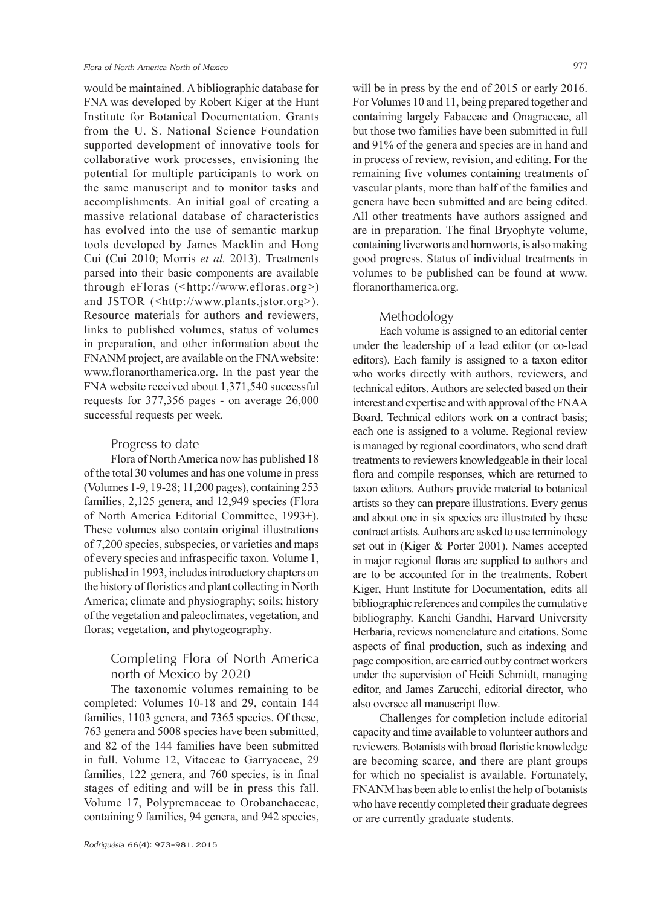would be maintained. A bibliographic database for FNA was developed by Robert Kiger at the Hunt Institute for Botanical Documentation. Grants from the U. S. National Science Foundation supported development of innovative tools for collaborative work processes, envisioning the potential for multiple participants to work on the same manuscript and to monitor tasks and accomplishments. An initial goal of creating a massive relational database of characteristics has evolved into the use of semantic markup tools developed by James Macklin and Hong Cui (Cui 2010; Morris *et al.* 2013). Treatments parsed into their basic components are available through eFloras (<http://www.efloras.org>) and JSTOR (<http://www.plants.jstor.org>). Resource materials for authors and reviewers, links to published volumes, status of volumes in preparation, and other information about the FNANM project, are available on the FNA website: www.floranorthamerica.org. In the past year the FNA website received about 1,371,540 successful requests for 377,356 pages - on average 26,000 successful requests per week.

## Progress to date

Flora of North America now has published 18 of the total 30 volumes and has one volume in press (Volumes 1-9, 19-28; 11,200 pages), containing 253 families, 2,125 genera, and 12,949 species (Flora of North America Editorial Committee, 1993+). These volumes also contain original illustrations of 7,200 species, subspecies, or varieties and maps of every species and infraspecific taxon. Volume 1, published in 1993, includes introductory chapters on the history of floristics and plant collecting in North America; climate and physiography; soils; history of the vegetation and paleoclimates, vegetation, and floras; vegetation, and phytogeography.

## Completing Flora of North America north of Mexico by 2020

The taxonomic volumes remaining to be completed: Volumes 10-18 and 29, contain 144 families, 1103 genera, and 7365 species. Of these, 763 genera and 5008 species have been submitted, and 82 of the 144 families have been submitted in full. Volume 12, Vitaceae to Garryaceae, 29 families, 122 genera, and 760 species, is in final stages of editing and will be in press this fall. Volume 17, Polypremaceae to Orobanchaceae, containing 9 families, 94 genera, and 942 species, will be in press by the end of 2015 or early 2016. For Volumes 10 and 11, being prepared together and containing largely Fabaceae and Onagraceae, all but those two families have been submitted in full and 91% of the genera and species are in hand and in process of review, revision, and editing. For the remaining five volumes containing treatments of vascular plants, more than half of the families and genera have been submitted and are being edited. All other treatments have authors assigned and are in preparation. The final Bryophyte volume, containing liverworts and hornworts, is also making good progress. Status of individual treatments in volumes to be published can be found at www.floranorthamerica.org.

## Methodology

Each volume is assigned to an editorial center under the leadership of a lead editor (or co-lead editors). Each family is assigned to a taxon editor who works directly with authors, reviewers, and technical editors. Authors are selected based on their interest and expertise and with approval of the FNAA Board. Technical editors work on a contract basis; each one is assigned to a volume. Regional review is managed by regional coordinators, who send draft treatments to reviewers knowledgeable in their local flora and compile responses, which are returned to taxon editors. Authors provide material to botanical artists so they can prepare illustrations. Every genus and about one in six species are illustrated by these contract artists. Authors are asked to use terminology set out in (Kiger & Porter 2001). Names accepted in major regional floras are supplied to authors and are to be accounted for in the treatments. Robert Kiger, Hunt Institute for Documentation, edits all bibliographic references and compiles the cumulative bibliography. Kanchi Gandhi, Harvard University Herbaria, reviews nomenclature and citations. Some aspects of final production, such as indexing and page composition, are carried out by contract workers under the supervision of Heidi Schmidt, managing editor, and James Zarucchi, editorial director, who also oversee all manuscript flow.

Challenges for completion include editorial capacity and time available to volunteer authors and reviewers. Botanists with broad floristic knowledge are becoming scarce, and there are plant groups for which no specialist is available. Fortunately, FNANM has been able to enlist the help of botanists who have recently completed their graduate degrees or are currently graduate students.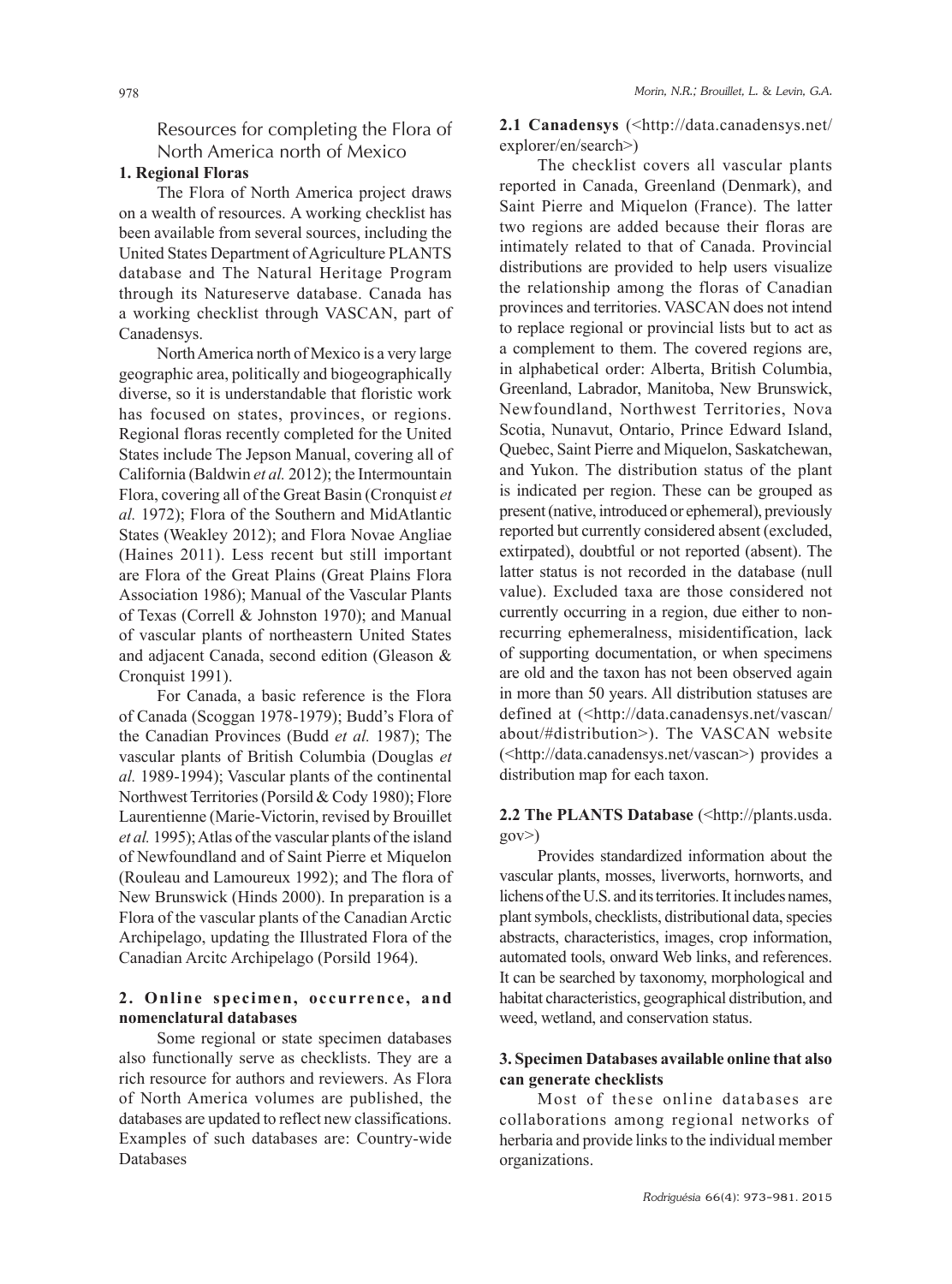Resources for completing the Flora of North America north of Mexico

### 1. Regional Floras

The Flora of North America project draws on a wealth of resources. A working checklist has been available from several sources, including the United States Department of Agriculture PLANTS database and The Natural Heritage Program through its Natureserve database. Canada has a working checklist through VASCAN, part of Canadensys.

North America north of Mexico is a very large geographic area, politically and biogeographically diverse, so it is understandable that floristic work has focused on states, provinces, or regions. Regional floras recently completed for the United States include The Jepson Manual, covering all of California (Baldwin *et al.* 2012); the Intermountain Flora, covering all of the Great Basin (Cronquist *et al.* 1972); Flora of the Southern and MidAtlantic States (Weakley 2012); and Flora Novae Angliae (Haines 2011). Less recent but still important are Flora of the Great Plains (Great Plains Flora Association 1986); Manual of the Vascular Plants of Texas (Correll & Johnston 1970); and Manual of vascular plants of northeastern United States and adjacent Canada, second edition (Gleason & Cronquist 1991).

For Canada, a basic reference is the Flora of Canada (Scoggan 1978-1979); Budd's Flora of the Canadian Provinces (Budd *et al.* 1987); The vascular plants of British Columbia (Douglas *et al.* 1989-1994); Vascular plants of the continental Northwest Territories (Porsild & Cody 1980); Flore Laurentienne (Marie-Victorin, revised by Brouillet *et al.* 1995); Atlas of the vascular plants of the island of Newfoundland and of Saint Pierre et Miquelon (Rouleau and Lamoureux 1992); and The flora of New Brunswick (Hinds 2000). In preparation is a Flora of the vascular plants of the Canadian Arctic Archipelago, updating the Illustrated Flora of the Canadian Arcitc Archipelago (Porsild 1964).

### 2. Online specimen, occurrence, and nomenclatural databases

Some regional or state specimen databases also functionally serve as checklists. They are a rich resource for authors and reviewers. As Flora of North America volumes are published, the databases are updated to reflect new classifications. Examples of such databases are: Country-wide Databases

**2.1 Canadensys** (<http://data.canadensys.net/explorer/en/search>)

The checklist covers all vascular plants reported in Canada, Greenland (Denmark), and Saint Pierre and Miquelon (France). The latter two regions are added because their floras are intimately related to that of Canada. Provincial distributions are provided to help users visualize the relationship among the floras of Canadian provinces and territories. VASCAN does not intend to replace regional or provincial lists but to act as a complement to them. The covered regions are, in alphabetical order: Alberta, British Columbia, Greenland, Labrador, Manitoba, New Brunswick, Newfoundland, Northwest Territories, Nova Scotia, Nunavut, Ontario, Prince Edward Island, Quebec, Saint Pierre and Miquelon, Saskatchewan, and Yukon. The distribution status of the plant is indicated per region. These can be grouped as present (native, introduced or ephemeral), previously reported but currently considered absent (excluded, extirpated), doubtful or not reported (absent). The latter status is not recorded in the database (null value). Excluded taxa are those considered not currently occurring in a region, due either to non-recurring ephemeralness, misidentification, lack of supporting documentation, or when specimens are old and the taxon has not been observed again in more than 50 years. All distribution statuses are defined at (<http://data.canadensys.net/vascan/about/#distribution>). The VASCAN website (<http://data.canadensys.net/vascan>) provides a distribution map for each taxon.

**2.2 The PLANTS Database** (<http://plants.usda.gov>)

Provides standardized information about the vascular plants, mosses, liverworts, hornworts, and lichens of the U.S. and its territories. It includes names, plant symbols, checklists, distributional data, species abstracts, characteristics, images, crop information, automated tools, onward Web links, and references. It can be searched by taxonomy, morphological and habitat characteristics, geographical distribution, and weed, wetland, and conservation status.

### 3. Specimen Databases available online that also can generate checklists

Most of these online databases are collaborations among regional networks of herbaria and provide links to the individual member organizations.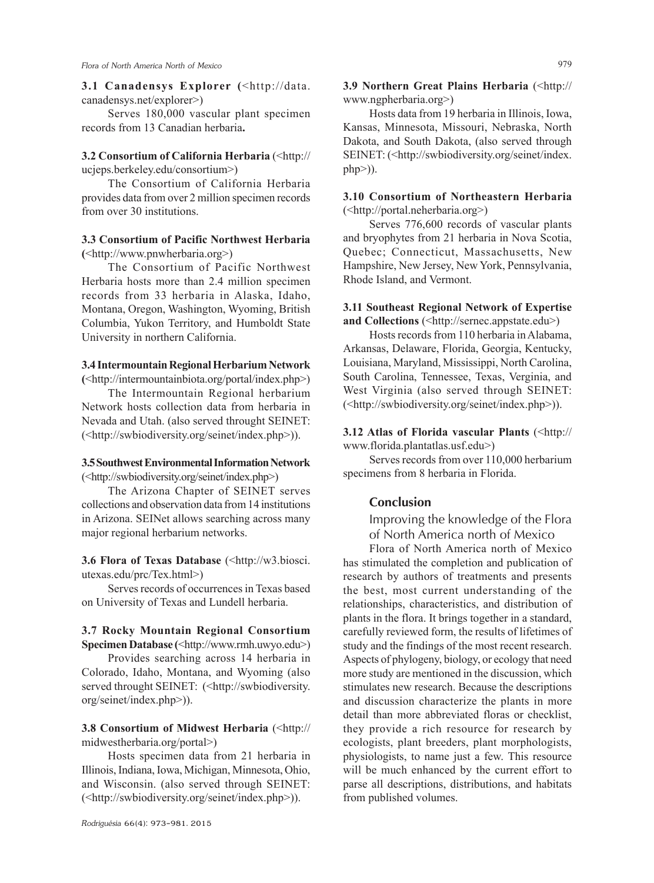**3.1 Canadensys Explorer (**<http://data.canadensys.net/explorer>)

Serves 180,000 vascular plant specimen records from 13 Canadian herbaria**.**

**3.2 Consortium of California Herbaria** (<http://ucjeps.berkeley.edu/consortium>)

The Consortium of California Herbaria provides data from over 2 million specimen records from over 30 institutions.

**3.3 Consortium of Pacific Northwest Herbaria (**<http://www.pnwherbaria.org>)

The Consortium of Pacific Northwest Herbaria hosts more than 2.4 million specimen records from 33 herbaria in Alaska, Idaho, Montana, Oregon, Washington, Wyoming, British Columbia, Yukon Territory, and Humboldt State University in northern California.

**3.4 Intermountain Regional Herbarium Network (**<http://intermountainbiota.org/portal/index.php>)

The Intermountain Regional herbarium Network hosts collection data from herbaria in Nevada and Utah. (also served throught SEINET: (<http://swbiodiversity.org/seinet/index.php>)).

**3.5 Southwest Environmental Information Network** (<http://swbiodiversity.org/seinet/index.php>)

The Arizona Chapter of SEINET serves collections and observation data from 14 institutions in Arizona. SEINet allows searching across many major regional herbarium networks.

**3.6 Flora of Texas Database** (<http://w3.biosci.utexas.edu/prc/Tex.html>)

Serves records of occurrences in Texas based on University of Texas and Lundell herbaria.

**3.7 Rocky Mountain Regional Consortium Specimen Database (**<http://www.rmh.uwyo.edu>)

Provides searching across 14 herbaria in Colorado, Idaho, Montana, and Wyoming (also served throught SEINET: (<http://swbiodiversity.org/seinet/index.php>)).

**3.8 Consortium of Midwest Herbaria** (<http://midwestherbaria.org/portal>)

Hosts specimen data from 21 herbaria in Illinois, Indiana, Iowa, Michigan, Minnesota, Ohio, and Wisconsin. (also served through SEINET: (<http://swbiodiversity.org/seinet/index.php>)).

**3.9 Northern Great Plains Herbaria** (<http://www.ngpherbaria.org>)

Hosts data from 19 herbaria in Illinois, Iowa, Kansas, Minnesota, Missouri, Nebraska, North Dakota, and South Dakota, (also served through SEINET: (<http://swbiodiversity.org/seinet/index.php>)).

**3.10 Consortium of Northeastern Herbaria** (<http://portal.neherbaria.org>)

Serves 776,600 records of vascular plants and bryophytes from 21 herbaria in Nova Scotia, Quebec; Connecticut, Massachusetts, New Hampshire, New Jersey, New York, Pennsylvania, Rhode Island, and Vermont.

**3.11 Southeast Regional Network of Expertise and Collections** (<http://sernec.appstate.edu>)

Hosts records from 110 herbaria in Alabama, Arkansas, Delaware, Florida, Georgia, Kentucky, Louisiana, Maryland, Mississippi, North Carolina, South Carolina, Tennessee, Texas, Verginia, and West Virginia (also served through SEINET: (<http://swbiodiversity.org/seinet/index.php>)).

**3.12 Atlas of Florida vascular Plants** (<http://www.florida.plantatlas.usf.edu>)

Serves records from over 110,000 herbarium specimens from 8 herbaria in Florida.

## Conclusion

### Improving the knowledge of the Flora of North America north of Mexico

Flora of North America north of Mexico has stimulated the completion and publication of research by authors of treatments and presents the best, most current understanding of the relationships, characteristics, and distribution of plants in the flora. It brings together in a standard, carefully reviewed form, the results of lifetimes of study and the findings of the most recent research. Aspects of phylogeny, biology, or ecology that need more study are mentioned in the discussion, which stimulates new research. Because the descriptions and discussion characterize the plants in more detail than more abbreviated floras or checklist, they provide a rich resource for research by ecologists, plant breeders, plant morphologists, physiologists, to name just a few. This resource will be much enhanced by the current effort to parse all descriptions, distributions, and habitats from published volumes.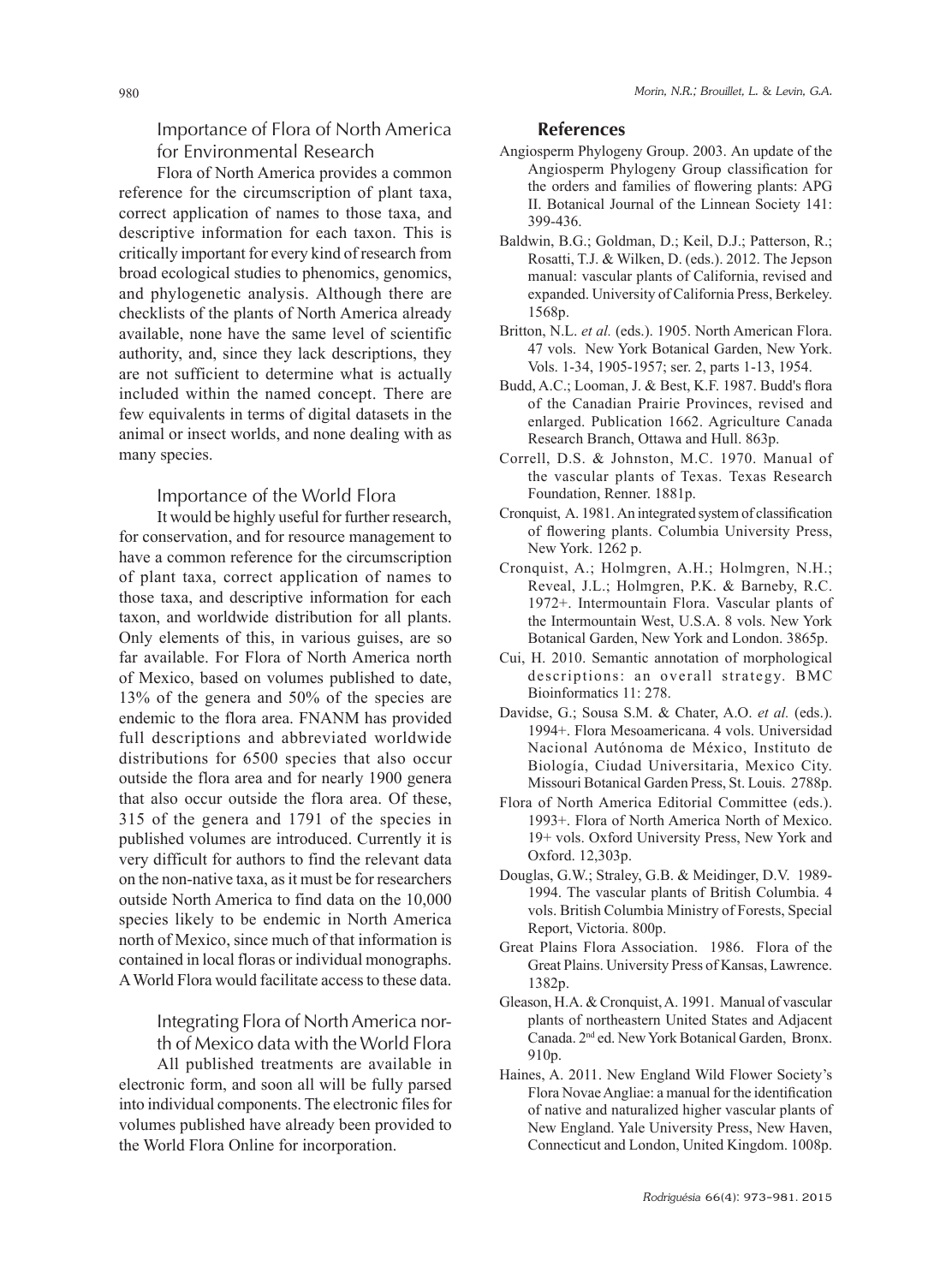## Importance of Flora of North America for Environmental Research

Flora of North America provides a common reference for the circumscription of plant taxa, correct application of names to those taxa, and descriptive information for each taxon. This is critically important for every kind of research from broad ecological studies to phenomics, genomics, and phylogenetic analysis. Although there are checklists of the plants of North America already available, none have the same level of scientific authority, and, since they lack descriptions, they are not sufficient to determine what is actually included within the named concept. There are few equivalents in terms of digital datasets in the animal or insect worlds, and none dealing with as many species.

## Importance of the World Flora

It would be highly useful for further research, for conservation, and for resource management to have a common reference for the circumscription of plant taxa, correct application of names to those taxa, and descriptive information for each taxon, and worldwide distribution for all plants. Only elements of this, in various guises, are so far available. For Flora of North America north of Mexico, based on volumes published to date, 13% of the genera and 50% of the species are endemic to the flora area. FNANM has provided full descriptions and abbreviated worldwide distributions for 6500 species that also occur outside the flora area and for nearly 1900 genera that also occur outside the flora area. Of these, 315 of the genera and 1791 of the species in published volumes are introduced. Currently it is very difficult for authors to find the relevant data on the non-native taxa, as it must be for researchers outside North America to find data on the 10,000 species likely to be endemic in North America north of Mexico, since much of that information is contained in local floras or individual monographs. A World Flora would facilitate access to these data.

## Integrating Flora of North America north of Mexico data with the World Flora

All published treatments are available in electronic form, and soon all will be fully parsed into individual components. The electronic files for volumes published have already been provided to the World Flora Online for incorporation.

## References

Angiosperm Phylogeny Group. 2003. An update of the Angiosperm Phylogeny Group classification for the orders and families of flowering plants: APG II. Botanical Journal of the Linnean Society 141: 399-436.

Baldwin, B.G.; Goldman, D.; Keil, D.J.; Patterson, R.; Rosatti, T.J. & Wilken, D. (eds.). 2012. The Jepson manual: vascular plants of California, revised and expanded. University of California Press, Berkeley. 1568p.

Britton, N.L. *et al.* (eds.). 1905. North American Flora. 47 vols. New York Botanical Garden, New York. Vols. 1-34, 1905-1957; ser. 2, parts 1-13, 1954.

Budd, A.C.; Looman, J. & Best, K.F. 1987. Budd's flora of the Canadian Prairie Provinces, revised and enlarged. Publication 1662. Agriculture Canada Research Branch, Ottawa and Hull. 863p.

Correll, D.S. & Johnston, M.C. 1970. Manual of the vascular plants of Texas. Texas Research Foundation, Renner. 1881p.

Cronquist, A. 1981. An integrated system of classification of flowering plants. Columbia University Press, New York. 1262 p.

Cronquist, A.; Holmgren, A.H.; Holmgren, N.H.; Reveal, J.L.; Holmgren, P.K. & Barneby, R.C. 1972+. Intermountain Flora. Vascular plants of the Intermountain West, U.S.A. 8 vols. New York Botanical Garden, New York and London. 3865p.

Cui, H. 2010. Semantic annotation of morphological descriptions: an overall strategy. BMC Bioinformatics 11: 278.

Davidse, G.; Sousa S.M. & Chater, A.O. *et al.* (eds.). 1994+. Flora Mesoamericana. 4 vols. Universidad Nacional Autónoma de México, Instituto de Biología, Ciudad Universitaria, Mexico City. Missouri Botanical Garden Press, St. Louis. 2788p.

Flora of North America Editorial Committee (eds.). 1993+. Flora of North America North of Mexico. 19+ vols. Oxford University Press, New York and Oxford. 12,303p.

Douglas, G.W.; Straley, G.B. & Meidinger, D.V. 1989-1994. The vascular plants of British Columbia. 4 vols. British Columbia Ministry of Forests, Special Report, Victoria. 800p.

Great Plains Flora Association. 1986. Flora of the Great Plains. University Press of Kansas, Lawrence. 1382p.

Gleason, H.A. & Cronquist, A. 1991. Manual of vascular plants of northeastern United States and Adjacent Canada. 2nd ed. New York Botanical Garden, Bronx. 910p.

Haines, A. 2011. New England Wild Flower Society's Flora Novae Angliae: a manual for the identification of native and naturalized higher vascular plants of New England. Yale University Press, New Haven, Connecticut and London, United Kingdom. 1008p.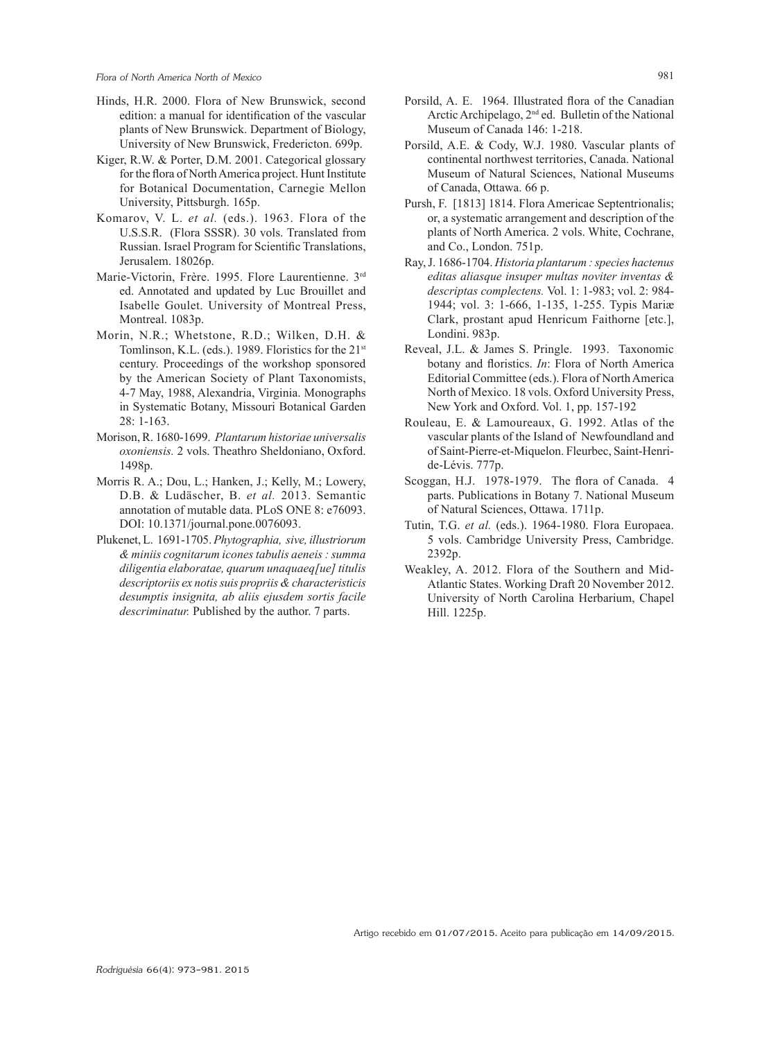Hinds, H.R. 2000. Flora of New Brunswick, second edition: a manual for identification of the vascular plants of New Brunswick. Department of Biology, University of New Brunswick, Fredericton. 699p.

Kiger, R.W. & Porter, D.M. 2001. Categorical glossary for the flora of North America project. Hunt Institute for Botanical Documentation, Carnegie Mellon University, Pittsburgh. 165p.

Komarov, V. L. *et al.* (eds.). 1963. Flora of the U.S.S.R. (Flora SSSR). 30 vols. Translated from Russian. Israel Program for Scientific Translations, Jerusalem. 18026p.

Marie-Victorin, Frère. 1995. Flore Laurentienne. 3rd ed. Annotated and updated by Luc Brouillet and Isabelle Goulet. University of Montreal Press, Montreal. 1083p.

Morin, N.R.; Whetstone, R.D.; Wilken, D.H. & Tomlinson, K.L. (eds.). 1989. Floristics for the 21st century. Proceedings of the workshop sponsored by the American Society of Plant Taxonomists, 4-7 May, 1988, Alexandria, Virginia. Monographs in Systematic Botany, Missouri Botanical Garden 28: 1-163.

Morison, R. 1680-1699. *Plantarum historiae universalis oxoniensis.* 2 vols. Theathro Sheldoniano, Oxford. 1498p.

Morris R. A.; Dou, L.; Hanken, J.; Kelly, M.; Lowery, D.B. & Ludäscher, B. *et al.* 2013. Semantic annotation of mutable data. PLoS ONE 8: e76093. DOI: 10.1371/journal.pone.0076093.

Plukenet, L. 1691-1705. *Phytographia, sive, illustriorum & miniis cognitarum icones tabulis aeneis : summa diligentia elaboratae, quarum unaquaeq[ue] titulis descriptoriis ex notis suis propriis & characteristicis desumptis insignita, ab aliis ejusdem sortis facile descriminatur.* Published by the author. 7 parts.

Porsild, A. E. 1964. Illustrated flora of the Canadian Arctic Archipelago, 2nd ed. Bulletin of the National Museum of Canada 146: 1-218.

Porsild, A.E. & Cody, W.J. 1980. Vascular plants of continental northwest territories, Canada. National Museum of Natural Sciences, National Museums of Canada, Ottawa. 66 p.

Pursh, F. [1813] 1814. Flora Americae Septentrionalis; or, a systematic arrangement and description of the plants of North America. 2 vols. White, Cochrane, and Co., London. 751p.

Ray, J. 1686-1704. *Historia plantarum : species hactenus editas aliasque insuper multas noviter inventas & descriptas complectens.* Vol. 1: 1-983; vol. 2: 984-1944; vol. 3: 1-666, 1-135, 1-255. Typis Mariæ Clark, prostant apud Henricum Faithorne [etc.], Londini. 983p.

Reveal, J.L. & James S. Pringle. 1993. Taxonomic botany and floristics. *In*: Flora of North America Editorial Committee (eds.). Flora of North America North of Mexico. 18 vols. Oxford University Press, New York and Oxford. Vol. 1, pp. 157-192

Rouleau, E. & Lamoureaux, G. 1992. Atlas of the vascular plants of the Island of Newfoundland and of Saint-Pierre-et-Miquelon. Fleurbec, Saint-Henri-de-Lévis. 777p.

Scoggan, H.J. 1978-1979. The flora of Canada. 4 parts. Publications in Botany 7. National Museum of Natural Sciences, Ottawa. 1711p.

Tutin, T.G. *et al.* (eds.). 1964-1980. Flora Europaea. 5 vols. Cambridge University Press, Cambridge. 2392p.

Weakley, A. 2012. Flora of the Southern and Mid-Atlantic States. Working Draft 20 November 2012. University of North Carolina Herbarium, Chapel Hill. 1225p.

Artigo recebido em 01/07/2015. Aceito para publicação em 14/09/2015.